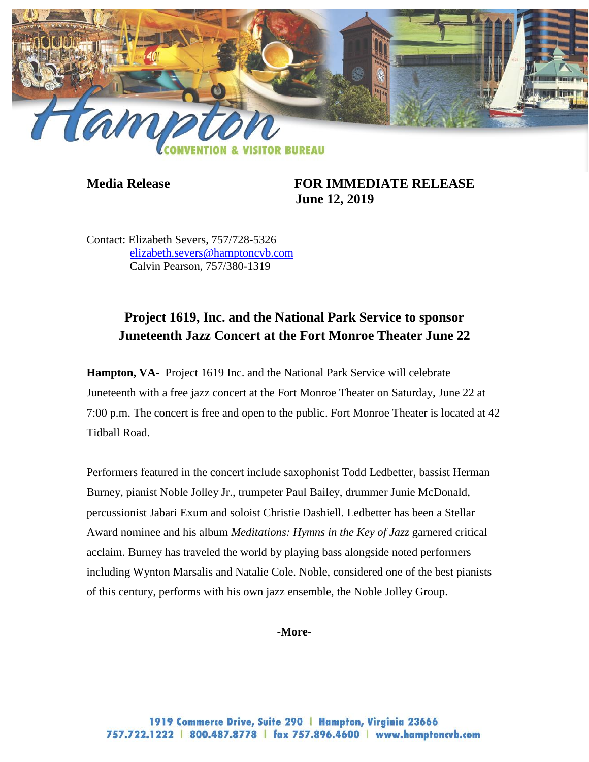Hampton CONVENTION & VISITOR BUREAU

**Media Release** **FOR IMMEDIATE RELEASE**
**June 12, 2019**

Contact: Elizabeth Severs, 757/728-5326
elizabeth.severs@hamptoncvb.com
Calvin Pearson, 757/380-1319

## Project 1619, Inc. and the National Park Service to sponsor Juneteenth Jazz Concert at the Fort Monroe Theater June 22

**Hampton, VA-** Project 1619 Inc. and the National Park Service will celebrate Juneteenth with a free jazz concert at the Fort Monroe Theater on Saturday, June 22 at 7:00 p.m. The concert is free and open to the public. Fort Monroe Theater is located at 42 Tidball Road.

Performers featured in the concert include saxophonist Todd Ledbetter, bassist Herman Burney, pianist Noble Jolley Jr., trumpeter Paul Bailey, drummer Junie McDonald, percussionist Jabari Exum and soloist Christie Dashiell. Ledbetter has been a Stellar Award nominee and his album *Meditations: Hymns in the Key of Jazz* garnered critical acclaim. Burney has traveled the world by playing bass alongside noted performers including Wynton Marsalis and Natalie Cole. Noble, considered one of the best pianists of this century, performs with his own jazz ensemble, the Noble Jolley Group.

**-More-**

1919 Commerce Drive, Suite 290 | Hampton, Virginia 23666
757.722.1222 | 800.487.8778 | fax 757.896.4600 | www.hamptoncvb.com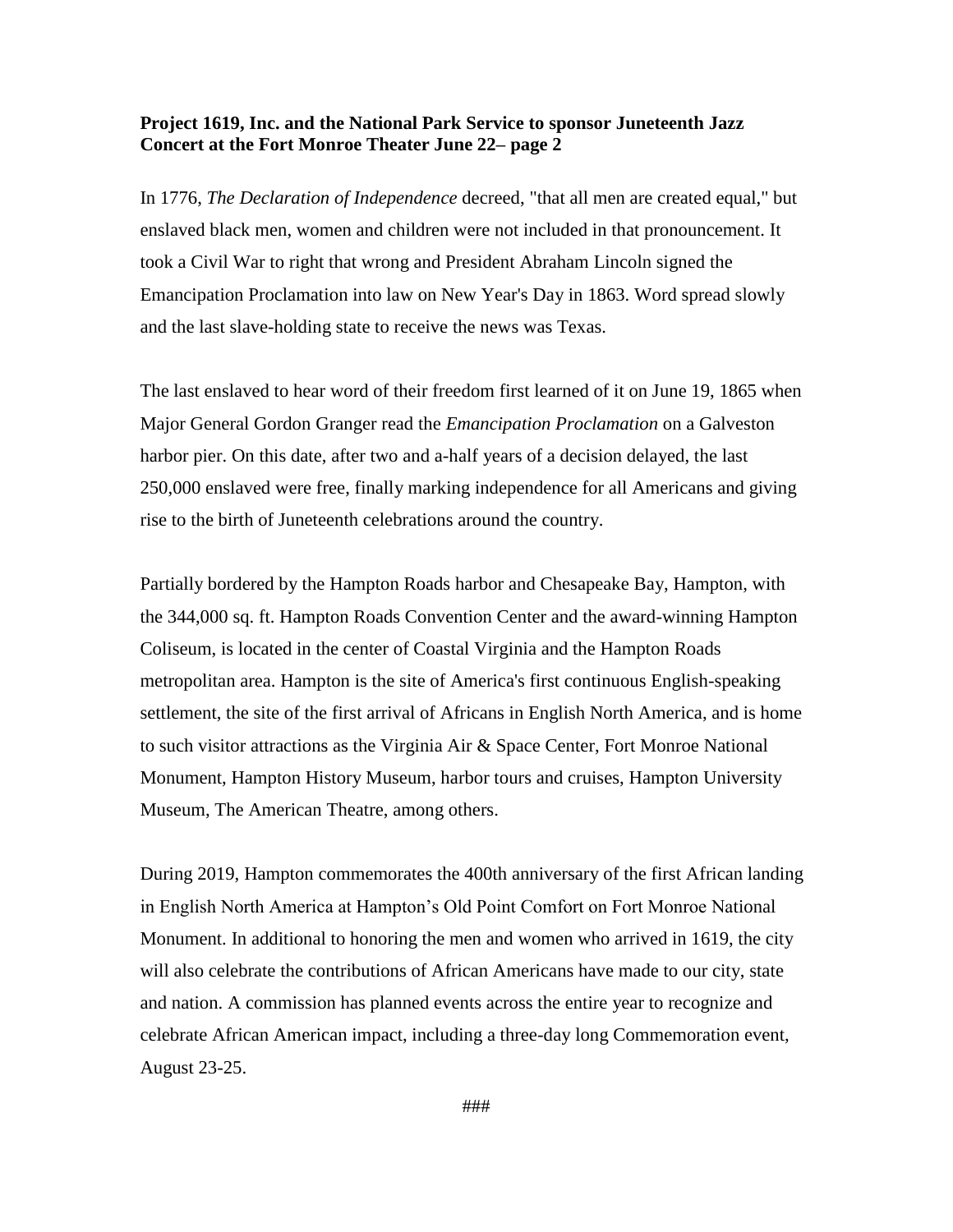**Project 1619, Inc. and the National Park Service to sponsor Juneteenth Jazz Concert at the Fort Monroe Theater June 22– page 2**

In 1776, *The Declaration of Independence* decreed, "that all men are created equal," but enslaved black men, women and children were not included in that pronouncement. It took a Civil War to right that wrong and President Abraham Lincoln signed the Emancipation Proclamation into law on New Year's Day in 1863. Word spread slowly and the last slave-holding state to receive the news was Texas.

The last enslaved to hear word of their freedom first learned of it on June 19, 1865 when Major General Gordon Granger read the *Emancipation Proclamation* on a Galveston harbor pier. On this date, after two and a-half years of a decision delayed, the last 250,000 enslaved were free, finally marking independence for all Americans and giving rise to the birth of Juneteenth celebrations around the country.

Partially bordered by the Hampton Roads harbor and Chesapeake Bay, Hampton, with the 344,000 sq. ft. Hampton Roads Convention Center and the award-winning Hampton Coliseum, is located in the center of Coastal Virginia and the Hampton Roads metropolitan area. Hampton is the site of America's first continuous English-speaking settlement, the site of the first arrival of Africans in English North America, and is home to such visitor attractions as the Virginia Air & Space Center, Fort Monroe National Monument, Hampton History Museum, harbor tours and cruises, Hampton University Museum, The American Theatre, among others.

During 2019, Hampton commemorates the 400th anniversary of the first African landing in English North America at Hampton's Old Point Comfort on Fort Monroe National Monument. In additional to honoring the men and women who arrived in 1619, the city will also celebrate the contributions of African Americans have made to our city, state and nation. A commission has planned events across the entire year to recognize and celebrate African American impact, including a three-day long Commemoration event, August 23-25.

###